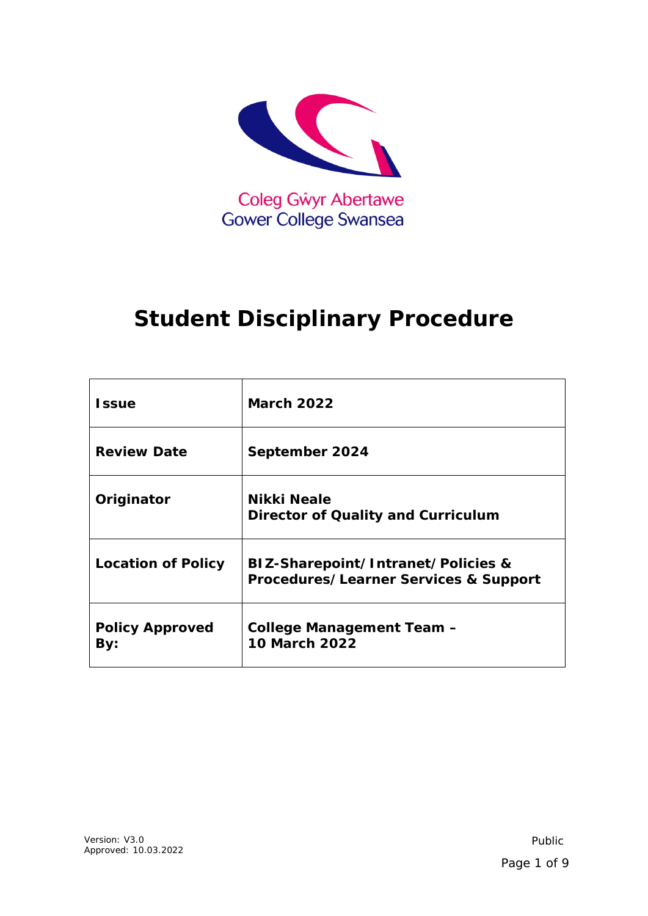Coleg Gŵyr Abertawe
Gower College Swansea

# Student Disciplinary Procedure

| | |
|---|---|
| **Issue** | **March 2022** |
| **Review Date** | **September 2024** |
| **Originator** | **Nikki Neale**<br>**Director of Quality and Curriculum** |
| **Location of Policy** | **BIZ-Sharepoint/Intranet/Policies & Procedures/Learner Services & Support** |
| **Policy Approved By:** | **College Management Team – 10 March 2022** |

Version: V3.0
Approved: 10.03.2022

Public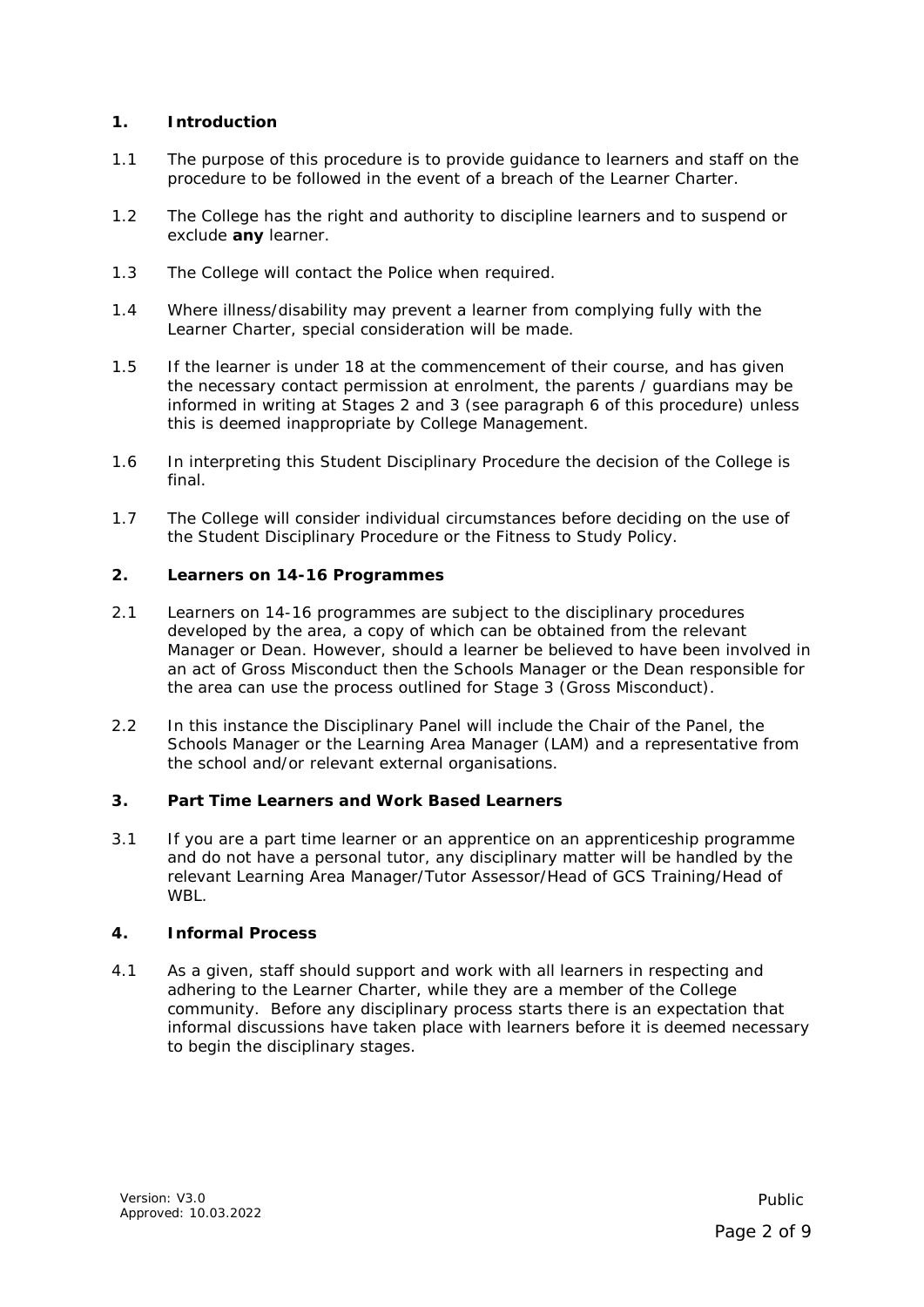## 1. Introduction

1.1 The purpose of this procedure is to provide guidance to learners and staff on the procedure to be followed in the event of a breach of the Learner Charter.

1.2 The College has the right and authority to discipline learners and to suspend or exclude **any** learner.

1.3 The College will contact the Police when required.

1.4 Where illness/disability may prevent a learner from complying fully with the Learner Charter, special consideration will be made.

1.5 If the learner is under 18 at the commencement of their course, and has given the necessary contact permission at enrolment, the parents / guardians may be informed in writing at Stages 2 and 3 (see paragraph 6 of this procedure) unless this is deemed inappropriate by College Management.

1.6 In interpreting this Student Disciplinary Procedure the decision of the College is final.

1.7 The College will consider individual circumstances before deciding on the use of the Student Disciplinary Procedure or the Fitness to Study Policy.

## 2. Learners on 14-16 Programmes

2.1 Learners on 14-16 programmes are subject to the disciplinary procedures developed by the area, a copy of which can be obtained from the relevant Manager or Dean. However, should a learner be believed to have been involved in an act of Gross Misconduct then the Schools Manager or the Dean responsible for the area can use the process outlined for Stage 3 (Gross Misconduct).

2.2 In this instance the Disciplinary Panel will include the Chair of the Panel, the Schools Manager or the Learning Area Manager (LAM) and a representative from the school and/or relevant external organisations.

## 3. Part Time Learners and Work Based Learners

3.1 If you are a part time learner or an apprentice on an apprenticeship programme and do not have a personal tutor, any disciplinary matter will be handled by the relevant Learning Area Manager/Tutor Assessor/Head of GCS Training/Head of WBL.

## 4. Informal Process

4.1 As a given, staff should support and work with all learners in respecting and adhering to the Learner Charter, while they are a member of the College community. Before any disciplinary process starts there is an expectation that informal discussions have taken place with learners before it is deemed necessary to begin the disciplinary stages.

Version: V3.0
Approved: 10.03.2022

Public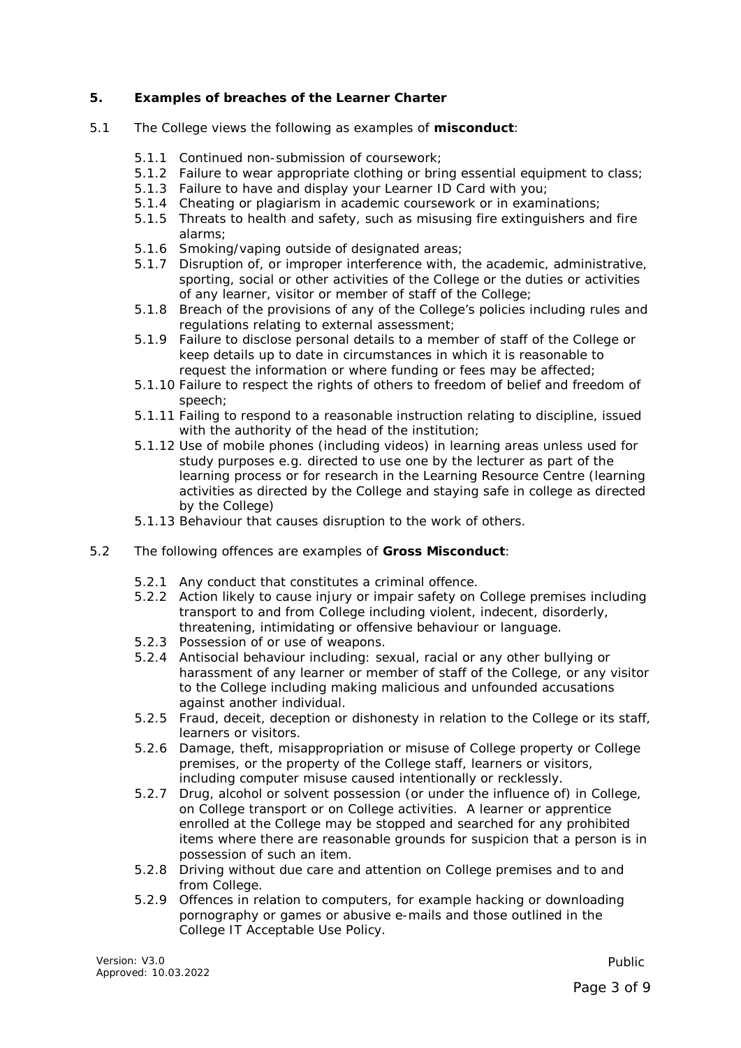## 5. Examples of breaches of the Learner Charter

5.1 The College views the following as examples of **misconduct**:

- 5.1.1 Continued non-submission of coursework;
- 5.1.2 Failure to wear appropriate clothing or bring essential equipment to class;
- 5.1.3 Failure to have and display your Learner ID Card with you;
- 5.1.4 Cheating or plagiarism in academic coursework or in examinations;
- 5.1.5 Threats to health and safety, such as misusing fire extinguishers and fire alarms;
- 5.1.6 Smoking/vaping outside of designated areas;
- 5.1.7 Disruption of, or improper interference with, the academic, administrative, sporting, social or other activities of the College or the duties or activities of any learner, visitor or member of staff of the College;
- 5.1.8 Breach of the provisions of any of the College's policies including rules and regulations relating to external assessment;
- 5.1.9 Failure to disclose personal details to a member of staff of the College or keep details up to date in circumstances in which it is reasonable to request the information or where funding or fees may be affected;
- 5.1.10 Failure to respect the rights of others to freedom of belief and freedom of speech;
- 5.1.11 Failing to respond to a reasonable instruction relating to discipline, issued with the authority of the head of the institution;
- 5.1.12 Use of mobile phones (including videos) in learning areas unless used for study purposes e.g. directed to use one by the lecturer as part of the learning process or for research in the Learning Resource Centre (learning activities as directed by the College and staying safe in college as directed by the College)
- 5.1.13 Behaviour that causes disruption to the work of others.

5.2 The following offences are examples of **Gross Misconduct**:

- 5.2.1 Any conduct that constitutes a criminal offence.
- 5.2.2 Action likely to cause injury or impair safety on College premises including transport to and from College including violent, indecent, disorderly, threatening, intimidating or offensive behaviour or language.
- 5.2.3 Possession of or use of weapons.
- 5.2.4 Antisocial behaviour including: sexual, racial or any other bullying or harassment of any learner or member of staff of the College, or any visitor to the College including making malicious and unfounded accusations against another individual.
- 5.2.5 Fraud, deceit, deception or dishonesty in relation to the College or its staff, learners or visitors.
- 5.2.6 Damage, theft, misappropriation or misuse of College property or College premises, or the property of the College staff, learners or visitors, including computer misuse caused intentionally or recklessly.
- 5.2.7 Drug, alcohol or solvent possession (or under the influence of) in College, on College transport or on College activities. A learner or apprentice enrolled at the College may be stopped and searched for any prohibited items where there are reasonable grounds for suspicion that a person is in possession of such an item.
- 5.2.8 Driving without due care and attention on College premises and to and from College.
- 5.2.9 Offences in relation to computers, for example hacking or downloading pornography or games or abusive e-mails and those outlined in the College IT Acceptable Use Policy.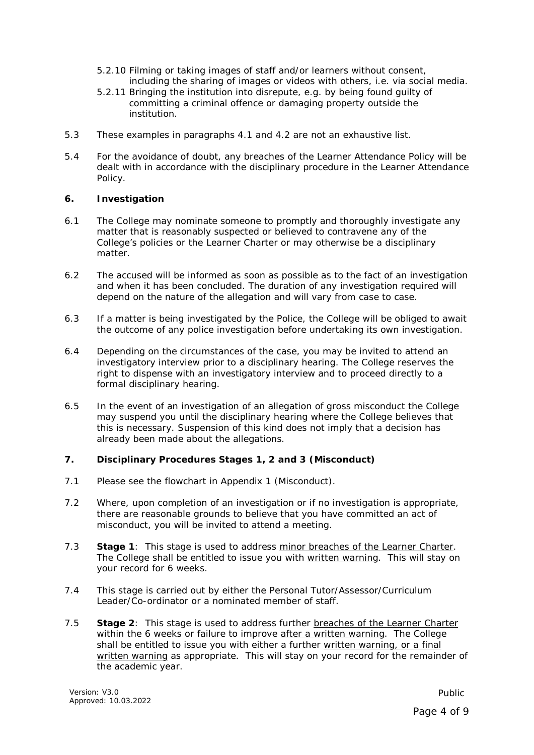5.2.10 Filming or taking images of staff and/or learners without consent, including the sharing of images or videos with others, i.e. via social media.

5.2.11 Bringing the institution into disrepute, e.g. by being found guilty of committing a criminal offence or damaging property outside the institution.

5.3 These examples in paragraphs 4.1 and 4.2 are not an exhaustive list.

5.4 For the avoidance of doubt, any breaches of the Learner Attendance Policy will be dealt with in accordance with the disciplinary procedure in the Learner Attendance Policy.

## 6. Investigation

6.1 The College may nominate someone to promptly and thoroughly investigate any matter that is reasonably suspected or believed to contravene any of the College's policies or the Learner Charter or may otherwise be a disciplinary matter.

6.2 The accused will be informed as soon as possible as to the fact of an investigation and when it has been concluded. The duration of any investigation required will depend on the nature of the allegation and will vary from case to case.

6.3 If a matter is being investigated by the Police, the College will be obliged to await the outcome of any police investigation before undertaking its own investigation.

6.4 Depending on the circumstances of the case, you may be invited to attend an investigatory interview prior to a disciplinary hearing. The College reserves the right to dispense with an investigatory interview and to proceed directly to a formal disciplinary hearing.

6.5 In the event of an investigation of an allegation of gross misconduct the College may suspend you until the disciplinary hearing where the College believes that this is necessary. Suspension of this kind does not imply that a decision has already been made about the allegations.

## 7. Disciplinary Procedures Stages 1, 2 and 3 (Misconduct)

7.1 Please see the flowchart in Appendix 1 (Misconduct).

7.2 Where, upon completion of an investigation or if no investigation is appropriate, there are reasonable grounds to believe that you have committed an act of misconduct, you will be invited to attend a meeting.

7.3 **Stage 1**: This stage is used to address minor breaches of the Learner Charter. The College shall be entitled to issue you with written warning. This will stay on your record for 6 weeks.

7.4 This stage is carried out by either the Personal Tutor/Assessor/Curriculum Leader/Co-ordinator or a nominated member of staff.

7.5 **Stage 2**: This stage is used to address further breaches of the Learner Charter within the 6 weeks or failure to improve after a written warning. The College shall be entitled to issue you with either a further written warning, or a final written warning as appropriate. This will stay on your record for the remainder of the academic year.

Version: V3.0
Approved: 10.03.2022

Public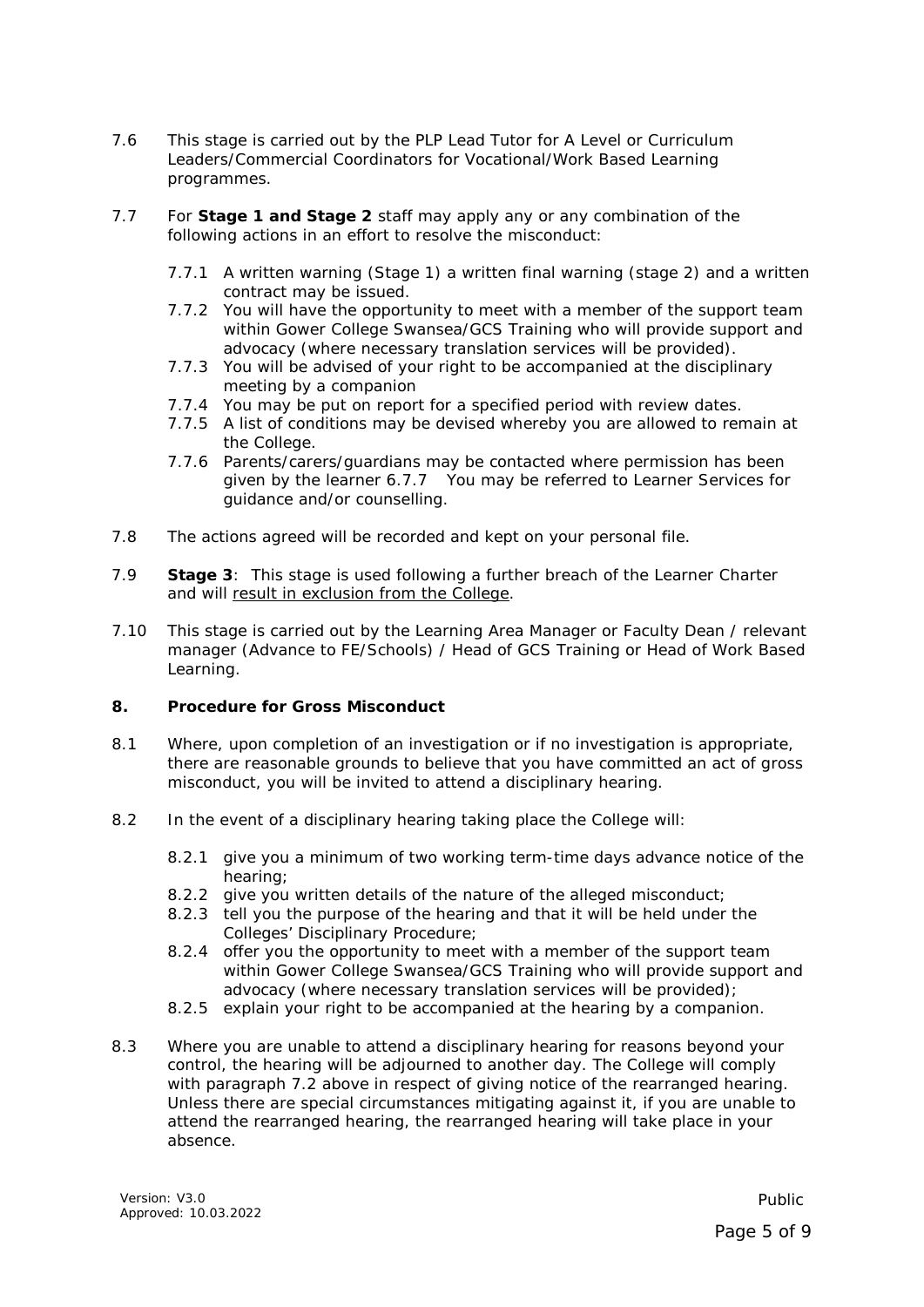7.6 This stage is carried out by the PLP Lead Tutor for A Level or Curriculum Leaders/Commercial Coordinators for Vocational/Work Based Learning programmes.

7.7 For **Stage 1 and Stage 2** staff may apply any or any combination of the following actions in an effort to resolve the misconduct:

- 7.7.1 A written warning (Stage 1) a written final warning (stage 2) and a written contract may be issued.
- 7.7.2 You will have the opportunity to meet with a member of the support team within Gower College Swansea/GCS Training who will provide support and advocacy (where necessary translation services will be provided).
- 7.7.3 You will be advised of your right to be accompanied at the disciplinary meeting by a companion
- 7.7.4 You may be put on report for a specified period with review dates.
- 7.7.5 A list of conditions may be devised whereby you are allowed to remain at the College.
- 7.7.6 Parents/carers/guardians may be contacted where permission has been given by the learner 6.7.7 You may be referred to Learner Services for guidance and/or counselling.

7.8 The actions agreed will be recorded and kept on your personal file.

7.9 **Stage 3**: This stage is used following a further breach of the Learner Charter and will result in exclusion from the College.

7.10 This stage is carried out by the Learning Area Manager or Faculty Dean / relevant manager (Advance to FE/Schools) / Head of GCS Training or Head of Work Based Learning.

## 8. Procedure for Gross Misconduct

8.1 Where, upon completion of an investigation or if no investigation is appropriate, there are reasonable grounds to believe that you have committed an act of gross misconduct, you will be invited to attend a disciplinary hearing.

8.2 In the event of a disciplinary hearing taking place the College will:

- 8.2.1 give you a minimum of two working term-time days advance notice of the hearing;
- 8.2.2 give you written details of the nature of the alleged misconduct;
- 8.2.3 tell you the purpose of the hearing and that it will be held under the Colleges' Disciplinary Procedure;
- 8.2.4 offer you the opportunity to meet with a member of the support team within Gower College Swansea/GCS Training who will provide support and advocacy (where necessary translation services will be provided);
- 8.2.5 explain your right to be accompanied at the hearing by a companion.

8.3 Where you are unable to attend a disciplinary hearing for reasons beyond your control, the hearing will be adjourned to another day. The College will comply with paragraph 7.2 above in respect of giving notice of the rearranged hearing. Unless there are special circumstances mitigating against it, if you are unable to attend the rearranged hearing, the rearranged hearing will take place in your absence.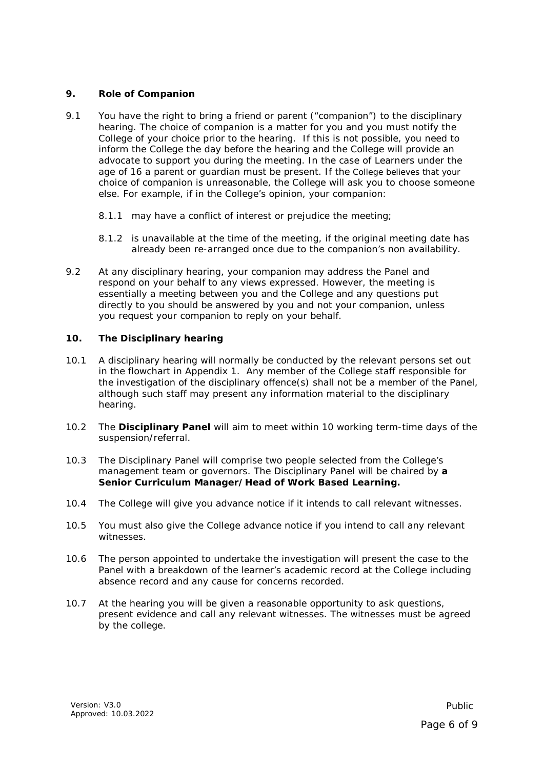## 9. Role of Companion

9.1 You have the right to bring a friend or parent ("companion") to the disciplinary hearing. The choice of companion is a matter for you and you must notify the College of your choice prior to the hearing. If this is not possible, you need to inform the College the day before the hearing and the College will provide an advocate to support you during the meeting. In the case of Learners under the age of 16 a parent or guardian must be present. If the College believes that your choice of companion is unreasonable, the College will ask you to choose someone else. For example, if in the College's opinion, your companion:

8.1.1 may have a conflict of interest or prejudice the meeting;

8.1.2 is unavailable at the time of the meeting, if the original meeting date has already been re-arranged once due to the companion's non availability.

9.2 At any disciplinary hearing, your companion may address the Panel and respond on your behalf to any views expressed. However, the meeting is essentially a meeting between you and the College and any questions put directly to you should be answered by you and not your companion, unless you request your companion to reply on your behalf.

## 10. The Disciplinary hearing

10.1 A disciplinary hearing will normally be conducted by the relevant persons set out in the flowchart in Appendix 1. Any member of the College staff responsible for the investigation of the disciplinary offence(s) shall not be a member of the Panel, although such staff may present any information material to the disciplinary hearing.

10.2 The **Disciplinary Panel** will aim to meet within 10 working term-time days of the suspension/referral.

10.3 The Disciplinary Panel will comprise two people selected from the College's management team or governors. The Disciplinary Panel will be chaired by **a Senior Curriculum Manager/Head of Work Based Learning.**

10.4 The College will give you advance notice if it intends to call relevant witnesses.

10.5 You must also give the College advance notice if you intend to call any relevant witnesses.

10.6 The person appointed to undertake the investigation will present the case to the Panel with a breakdown of the learner's academic record at the College including absence record and any cause for concerns recorded.

10.7 At the hearing you will be given a reasonable opportunity to ask questions, present evidence and call any relevant witnesses. The witnesses must be agreed by the college.

Version: V3.0
Approved: 10.03.2022

Public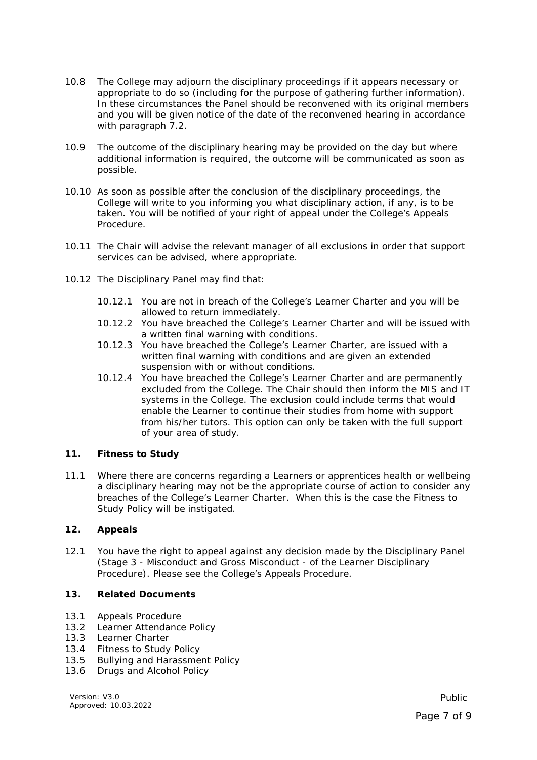10.8 The College may adjourn the disciplinary proceedings if it appears necessary or appropriate to do so (including for the purpose of gathering further information). In these circumstances the Panel should be reconvened with its original members and you will be given notice of the date of the reconvened hearing in accordance with paragraph 7.2.

10.9 The outcome of the disciplinary hearing may be provided on the day but where additional information is required, the outcome will be communicated as soon as possible.

10.10 As soon as possible after the conclusion of the disciplinary proceedings, the College will write to you informing you what disciplinary action, if any, is to be taken. You will be notified of your right of appeal under the College's Appeals Procedure.

10.11 The Chair will advise the relevant manager of all exclusions in order that support services can be advised, where appropriate.

10.12 The Disciplinary Panel may find that:

- 10.12.1 You are not in breach of the College's Learner Charter and you will be allowed to return immediately.
- 10.12.2 You have breached the College's Learner Charter and will be issued with a written final warning with conditions.
- 10.12.3 You have breached the College's Learner Charter, are issued with a written final warning with conditions and are given an extended suspension with or without conditions.
- 10.12.4 You have breached the College's Learner Charter and are permanently excluded from the College. The Chair should then inform the MIS and IT systems in the College. The exclusion could include terms that would enable the Learner to continue their studies from home with support from his/her tutors. This option can only be taken with the full support of your area of study.

## 11. Fitness to Study

11.1 Where there are concerns regarding a Learners or apprentices health or wellbeing a disciplinary hearing may not be the appropriate course of action to consider any breaches of the College's Learner Charter. When this is the case the Fitness to Study Policy will be instigated.

## 12. Appeals

12.1 You have the right to appeal against any decision made by the Disciplinary Panel (Stage 3 - Misconduct and Gross Misconduct - of the Learner Disciplinary Procedure). Please see the College's Appeals Procedure.

## 13. Related Documents

13.1 Appeals Procedure
13.2 Learner Attendance Policy
13.3 Learner Charter
13.4 Fitness to Study Policy
13.5 Bullying and Harassment Policy
13.6 Drugs and Alcohol Policy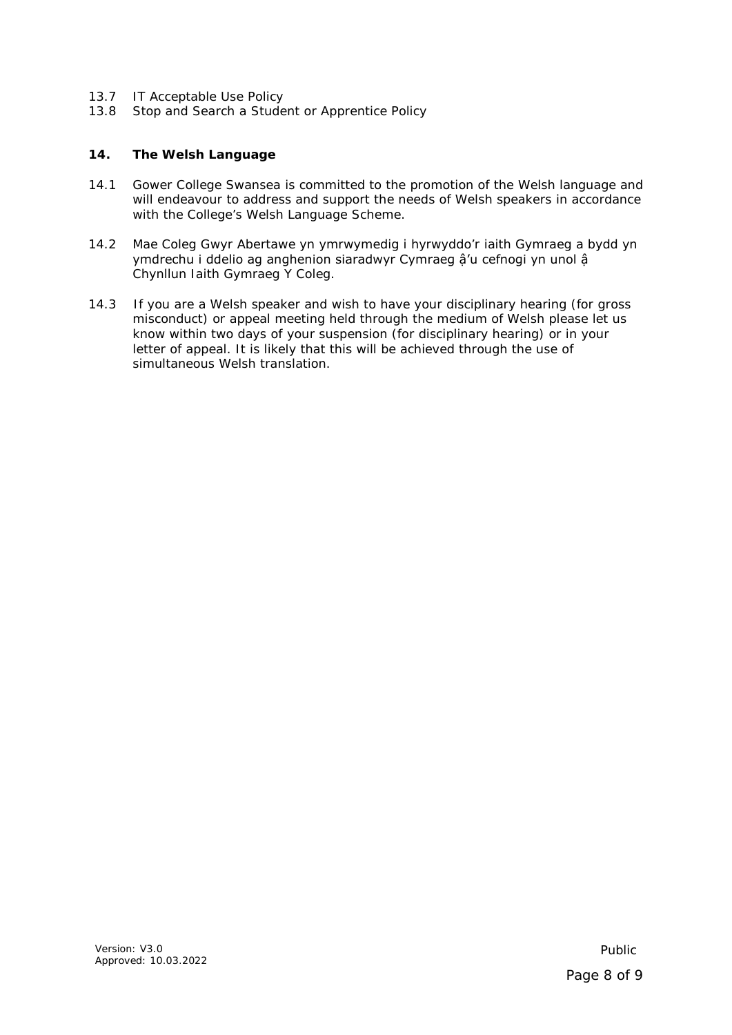13.7 IT Acceptable Use Policy
13.8 Stop and Search a Student or Apprentice Policy

## 14. The Welsh Language

14.1 Gower College Swansea is committed to the promotion of the Welsh language and will endeavour to address and support the needs of Welsh speakers in accordance with the College's Welsh Language Scheme.

14.2 Mae Coleg Gwyr Abertawe yn ymrwymedig i hyrwyddo'r iaith Gymraeg a bydd yn ymdrechu i ddelio ag anghenion siaradwyr Cymraeg ậ'u cefnogi yn unol ậ Chynllun Iaith Gymraeg Y Coleg.

14.3 If you are a Welsh speaker and wish to have your disciplinary hearing (for gross misconduct) or appeal meeting held through the medium of Welsh please let us know within two days of your suspension (for disciplinary hearing) or in your letter of appeal. It is likely that this will be achieved through the use of simultaneous Welsh translation.

Version: V3.0
Approved: 10.03.2022

Public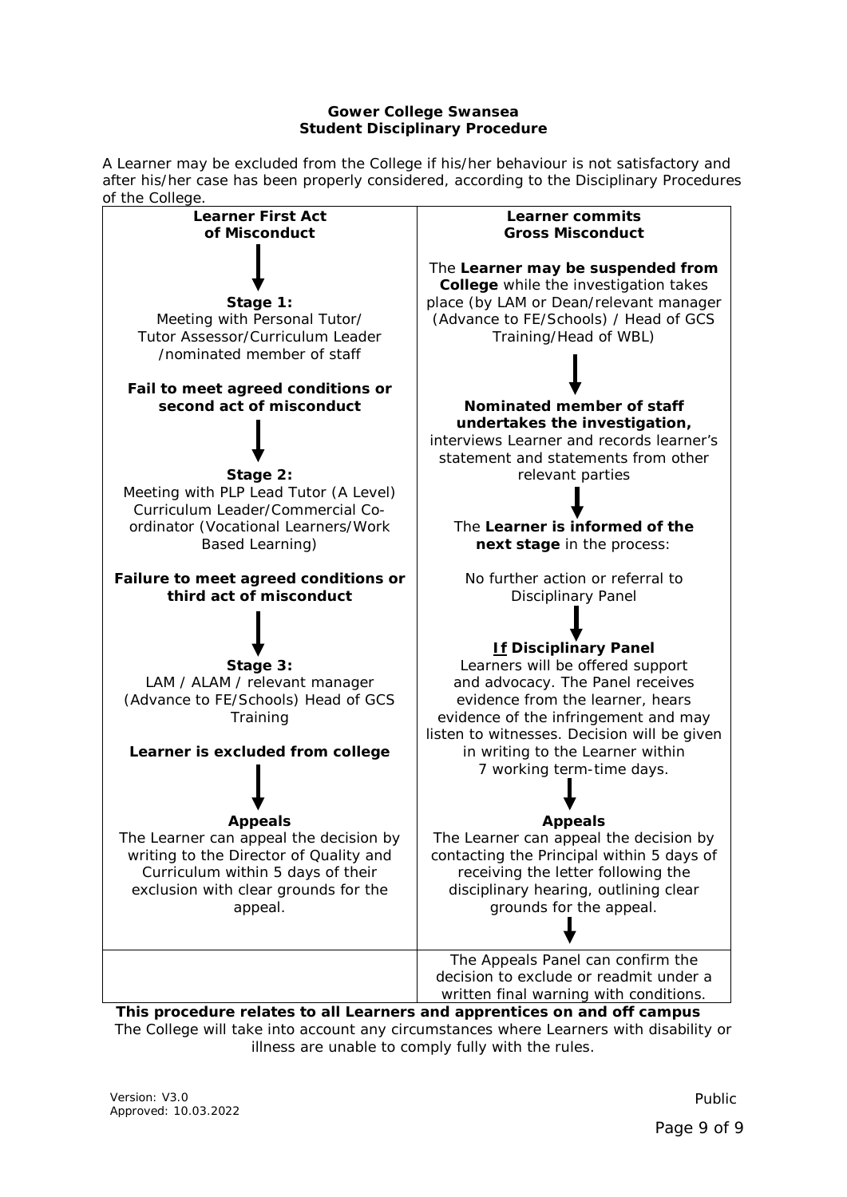**Gower College Swansea**
**Student Disciplinary Procedure**

A Learner may be excluded from the College if his/her behaviour is not satisfactory and after his/her case has been properly considered, according to the Disciplinary Procedures of the College.

| **Learner First Act of Misconduct** | **Learner commits Gross Misconduct** |
|---|---|
| ↓ | The **Learner may be suspended from College** while the investigation takes place (by LAM or Dean/relevant manager (Advance to FE/Schools) / Head of GCS Training/Head of WBL) |
| **Stage 1:** Meeting with Personal Tutor/ Tutor Assessor/Curriculum Leader /nominated member of staff | ↓ |
| **Fail to meet agreed conditions or second act of misconduct** | **Nominated member of staff undertakes the investigation,** interviews Learner and records learner's statement and statements from other relevant parties |
| ↓ | ↓ |
| **Stage 2:** Meeting with PLP Lead Tutor (A Level) Curriculum Leader/Commercial Co-ordinator (Vocational Learners/Work Based Learning) | The **Learner is informed of the next stage** in the process: |
| **Failure to meet agreed conditions or third act of misconduct** | No further action or referral to Disciplinary Panel |
| ↓ | ↓ |
| **Stage 3:** LAM / ALAM / relevant manager (Advance to FE/Schools) Head of GCS Training | **If Disciplinary Panel** Learners will be offered support and advocacy. The Panel receives evidence from the learner, hears evidence of the infringement and may listen to witnesses. Decision will be given in writing to the Learner within 7 working term-time days. |
| **Learner is excluded from college** | |
| ↓ | ↓ |
| **Appeals** The Learner can appeal the decision by writing to the Director of Quality and Curriculum within 5 days of their exclusion with clear grounds for the appeal. | **Appeals** The Learner can appeal the decision by contacting the Principal within 5 days of receiving the letter following the disciplinary hearing, outlining clear grounds for the appeal. |
| | ↓ |
| | The Appeals Panel can confirm the decision to exclude or readmit under a written final warning with conditions. |

**This procedure relates to all Learners and apprentices on and off campus**

The College will take into account any circumstances where Learners with disability or illness are unable to comply fully with the rules.

Version: V3.0
Approved: 10.03.2022

Public